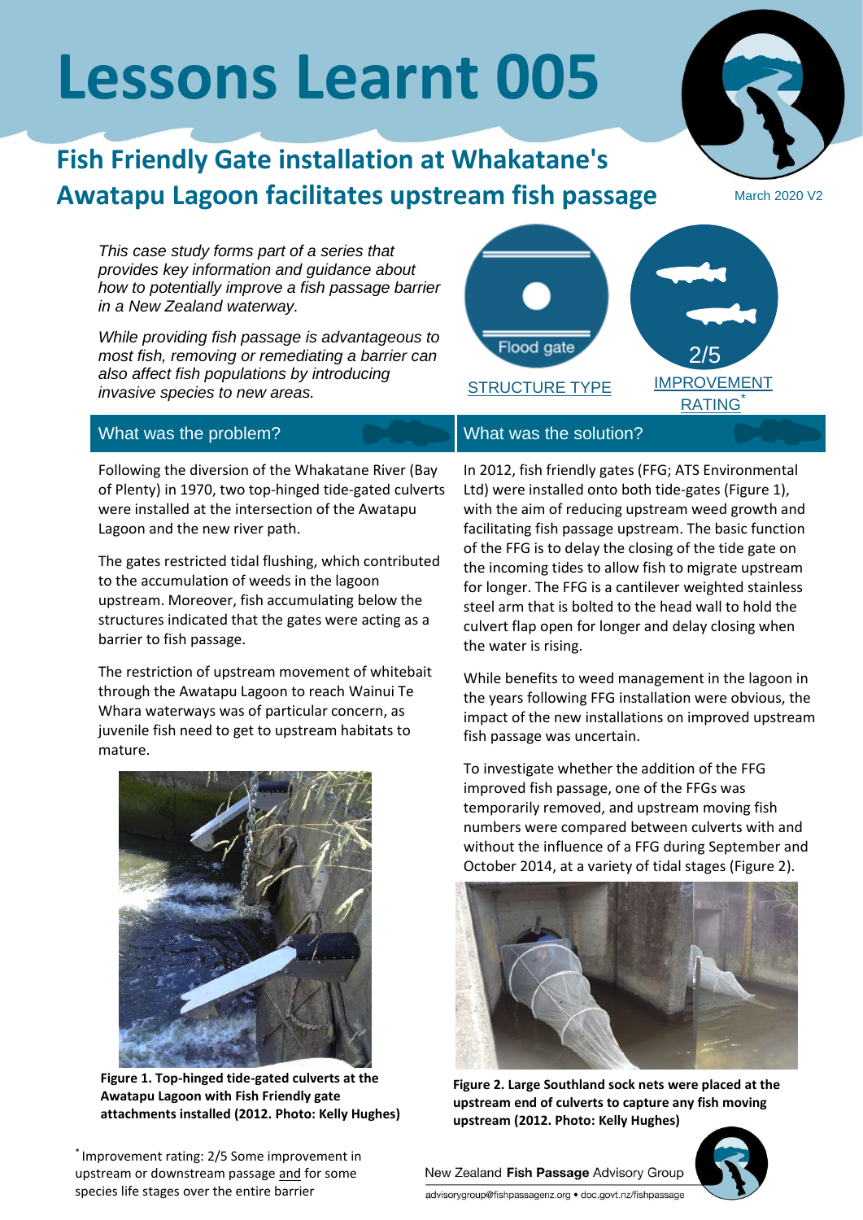# Lessons Learnt 005

## Fish Friendly Gate installation at Whakatane's Awatapu Lagoon facilitates upstream fish passage

March 2020 V2

*This case study forms part of a series that provides key information and guidance about how to potentially improve a fish passage barrier in a New Zealand waterway.*

*While providing fish passage is advantageous to most fish, removing or remediating a barrier can also affect fish populations by introducing invasive species to new areas.*

Flood gate

STRUCTURE TYPE

2/5

IMPROVEMENT RATING*

### What was the problem?

Following the diversion of the Whakatane River (Bay of Plenty) in 1970, two top-hinged tide-gated culverts were installed at the intersection of the Awatapu Lagoon and the new river path.

The gates restricted tidal flushing, which contributed to the accumulation of weeds in the lagoon upstream. Moreover, fish accumulating below the structures indicated that the gates were acting as a barrier to fish passage.

The restriction of upstream movement of whitebait through the Awatapu Lagoon to reach Wainui Te Whara waterways was of particular concern, as juvenile fish need to get to upstream habitats to mature.

**Figure 1. Top-hinged tide-gated culverts at the Awatapu Lagoon with Fish Friendly gate attachments installed (2012. Photo: Kelly Hughes)**

### What was the solution?

In 2012, fish friendly gates (FFG; ATS Environmental Ltd) were installed onto both tide-gates (Figure 1), with the aim of reducing upstream weed growth and facilitating fish passage upstream. The basic function of the FFG is to delay the closing of the tide gate on the incoming tides to allow fish to migrate upstream for longer. The FFG is a cantilever weighted stainless steel arm that is bolted to the head wall to hold the culvert flap open for longer and delay closing when the water is rising.

While benefits to weed management in the lagoon in the years following FFG installation were obvious, the impact of the new installations on improved upstream fish passage was uncertain.

To investigate whether the addition of the FFG improved fish passage, one of the FFGs was temporarily removed, and upstream moving fish numbers were compared between culverts with and without the influence of a FFG during September and October 2014, at a variety of tidal stages (Figure 2).

**Figure 2. Large Southland sock nets were placed at the upstream end of culverts to capture any fish moving upstream (2012. Photo: Kelly Hughes)**

*Improvement rating: 2/5 Some improvement in upstream or downstream passage and for some species life stages over the entire barrier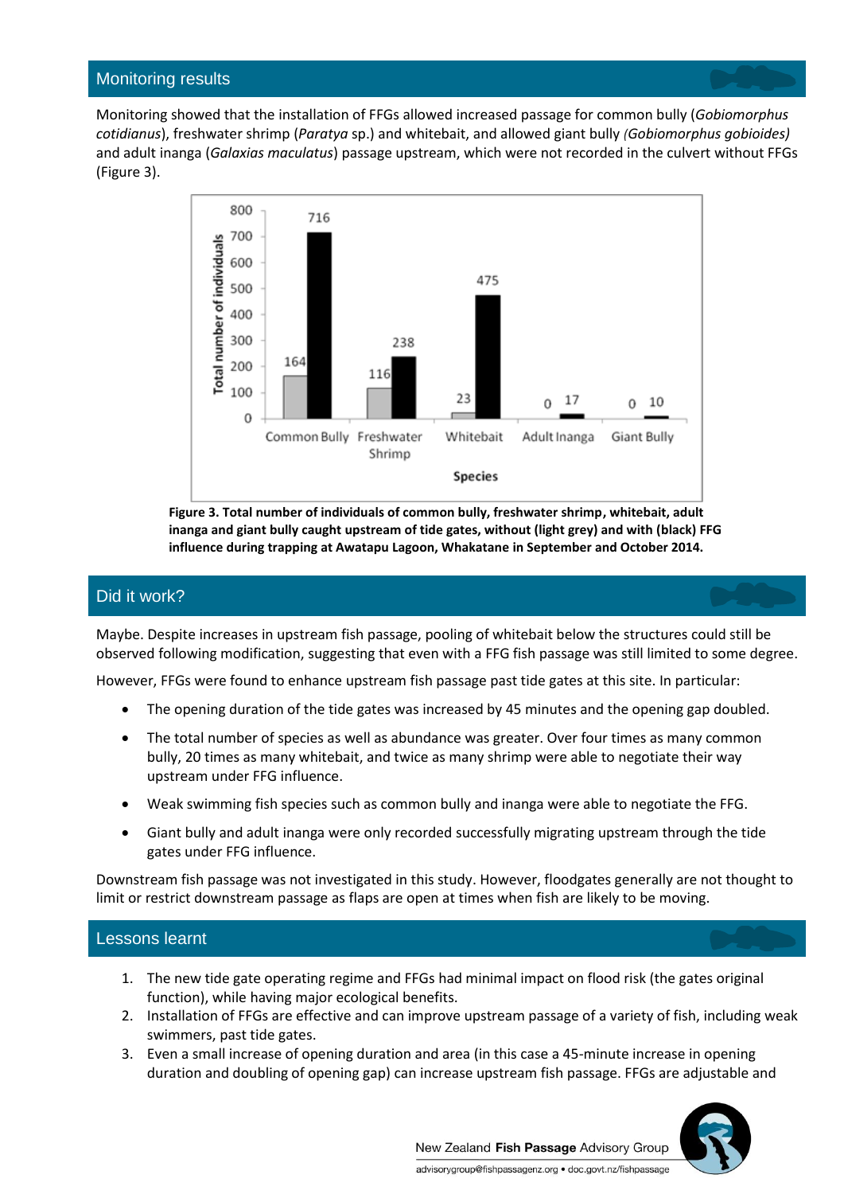## Monitoring results

Monitoring showed that the installation of FFGs allowed increased passage for common bully (*Gobiomorphus cotidianus*), freshwater shrimp (*Paratya* sp.) and whitebait, and allowed giant bully *(Gobiomorphus gobioides)* and adult inanga (*Galaxias maculatus*) passage upstream, which were not recorded in the culvert without FFGs (Figure 3).

**Figure 3. Total number of individuals of common bully, freshwater shrimp, whitebait, adult inanga and giant bully caught upstream of tide gates, without (light grey) and with (black) FFG influence during trapping at Awatapu Lagoon, Whakatane in September and October 2014.**

## Did it work?

Maybe. Despite increases in upstream fish passage, pooling of whitebait below the structures could still be observed following modification, suggesting that even with a FFG fish passage was still limited to some degree.

However, FFGs were found to enhance upstream fish passage past tide gates at this site. In particular:

- The opening duration of the tide gates was increased by 45 minutes and the opening gap doubled.
- The total number of species as well as abundance was greater. Over four times as many common bully, 20 times as many whitebait, and twice as many shrimp were able to negotiate their way upstream under FFG influence.
- Weak swimming fish species such as common bully and inanga were able to negotiate the FFG.
- Giant bully and adult inanga were only recorded successfully migrating upstream through the tide gates under FFG influence.

Downstream fish passage was not investigated in this study. However, floodgates generally are not thought to limit or restrict downstream passage as flaps are open at times when fish are likely to be moving.

## Lessons learnt

1. The new tide gate operating regime and FFGs had minimal impact on flood risk (the gates original function), while having major ecological benefits.
2. Installation of FFGs are effective and can improve upstream passage of a variety of fish, including weak swimmers, past tide gates.
3. Even a small increase of opening duration and area (in this case a 45-minute increase in opening duration and doubling of opening gap) can increase upstream fish passage. FFGs are adjustable and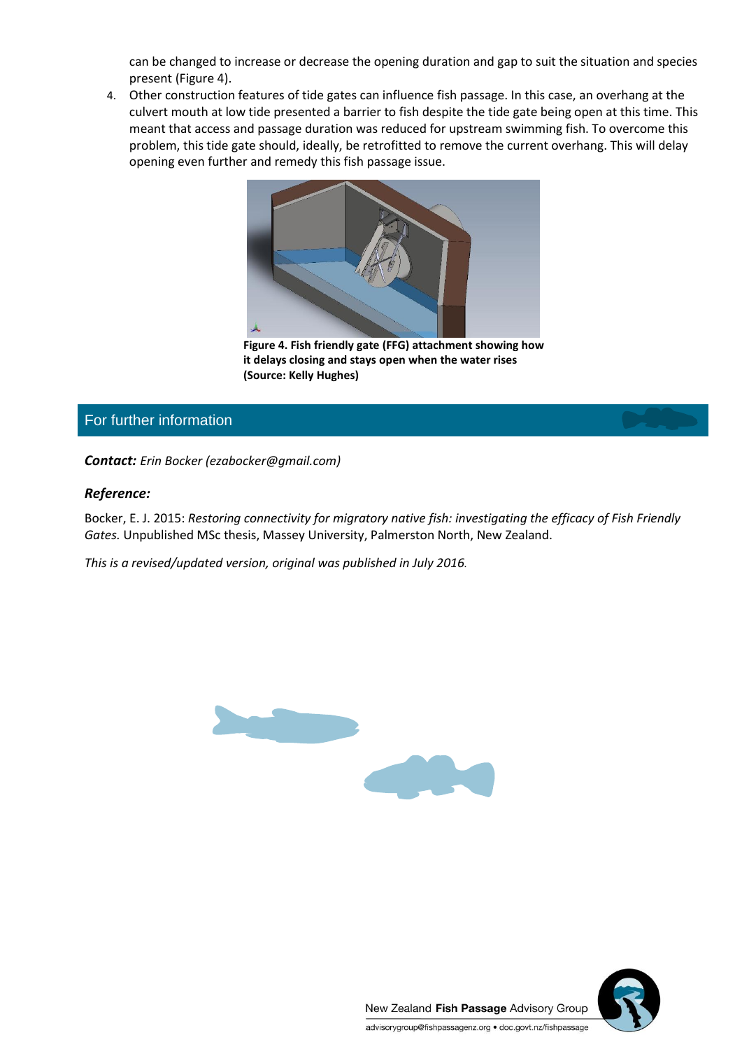can be changed to increase or decrease the opening duration and gap to suit the situation and species present (Figure 4).

4. Other construction features of tide gates can influence fish passage. In this case, an overhang at the culvert mouth at low tide presented a barrier to fish despite the tide gate being open at this time. This meant that access and passage duration was reduced for upstream swimming fish. To overcome this problem, this tide gate should, ideally, be retrofitted to remove the current overhang. This will delay opening even further and remedy this fish passage issue.

**Figure 4. Fish friendly gate (FFG) attachment showing how it delays closing and stays open when the water rises (Source: Kelly Hughes)**

## For further information

***Contact:*** *Erin Bocker (ezabocker@gmail.com)*

### *Reference:*

Bocker, E. J. 2015: *Restoring connectivity for migratory native fish: investigating the efficacy of Fish Friendly Gates.* Unpublished MSc thesis, Massey University, Palmerston North, New Zealand.

*This is a revised/updated version, original was published in July 2016.*

New Zealand **Fish Passage** Advisory Group

advisorygroup@fishpassagenz.org • doc.govt.nz/fishpassage